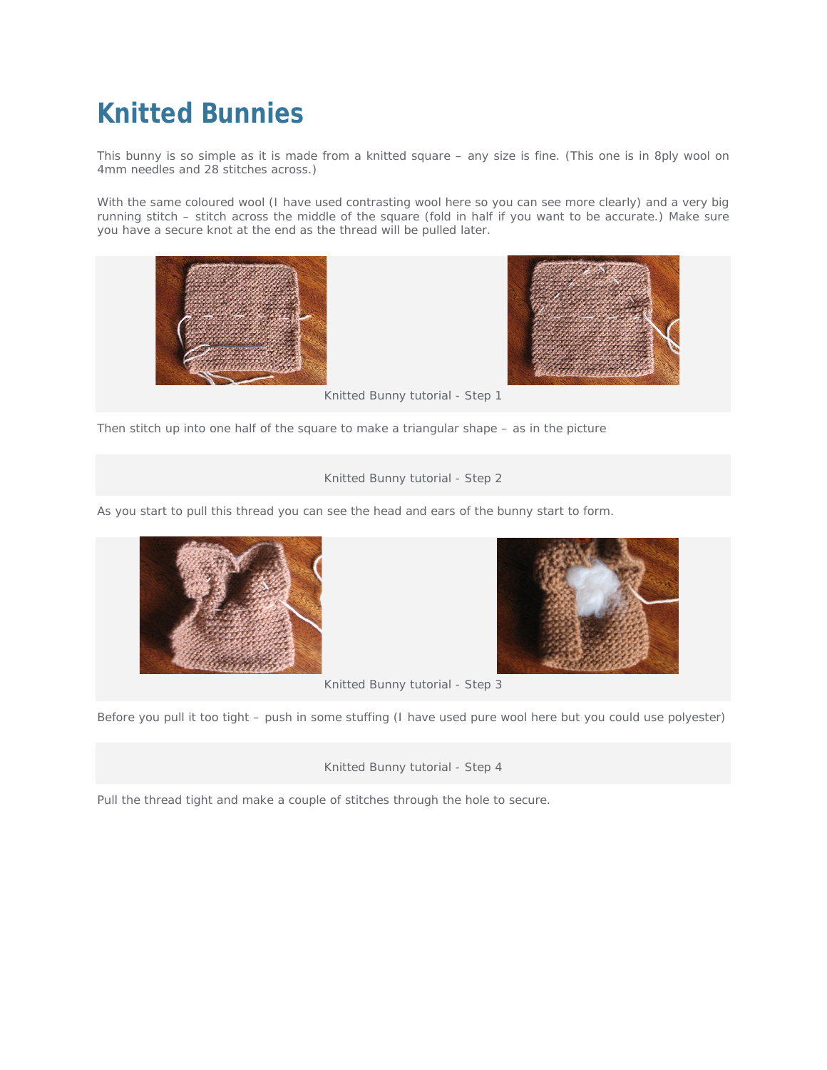# Knitted Bunnies

This bunny is so simple as it is made from a knitted square – any size is fine. (This one is in 8ply wool on 4mm needles and 28 stitches across.)

With the same coloured wool (I have used contrasting wool here so you can see more clearly) and a very big running stitch – stitch across the middle of the square (fold in half if you want to be accurate.) Make sure you have a secure knot at the end as the thread will be pulled later.

Knitted Bunny tutorial - Step 1

Then stitch up into one half of the square to make a triangular shape – as in the picture

Knitted Bunny tutorial - Step 2

As you start to pull this thread you can see the head and ears of the bunny start to form.

Knitted Bunny tutorial - Step 3

Before you pull it too tight – push in some stuffing (I have used pure wool here but you could use polyester)

Knitted Bunny tutorial - Step 4

Pull the thread tight and make a couple of stitches through the hole to secure.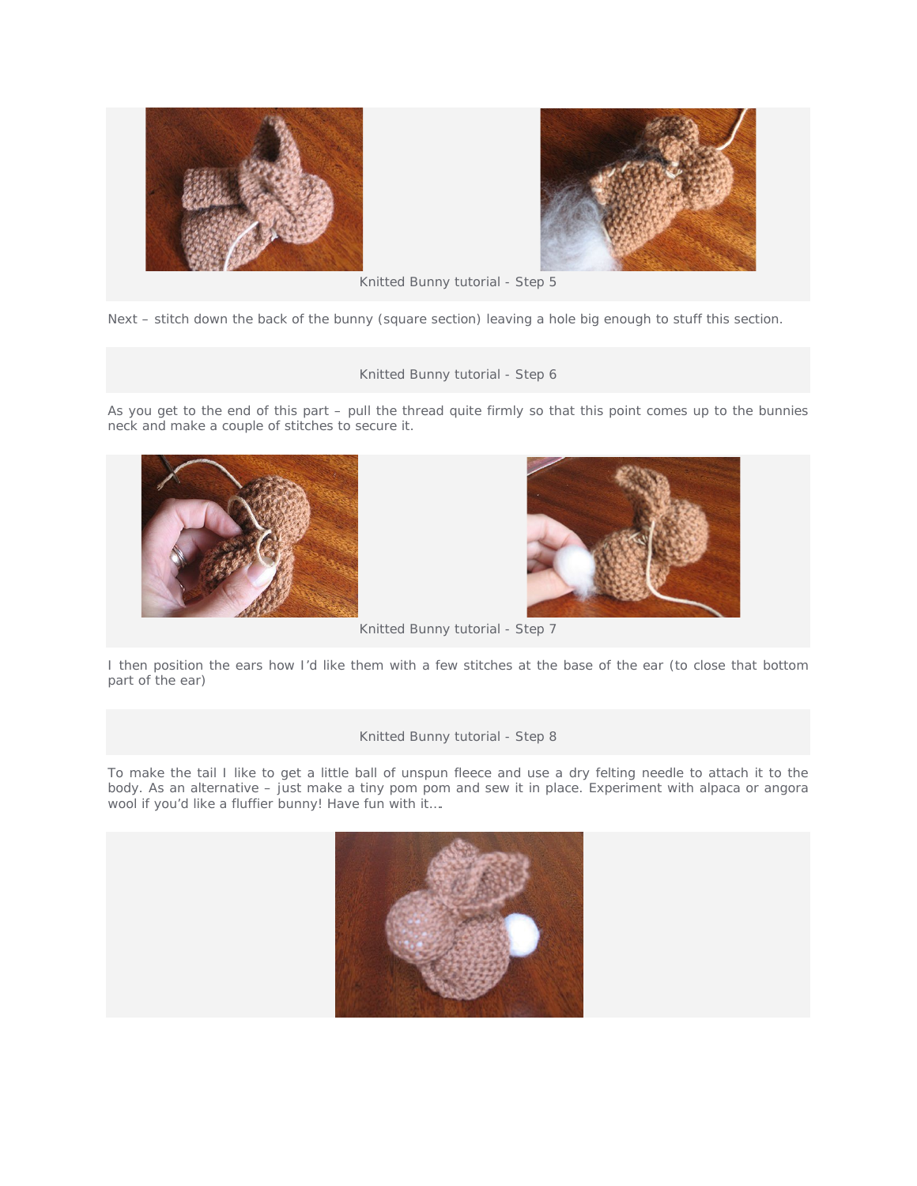Knitted Bunny tutorial - Step 5

Next – stitch down the back of the bunny (square section) leaving a hole big enough to stuff this section.

Knitted Bunny tutorial - Step 6

As you get to the end of this part – pull the thread quite firmly so that this point comes up to the bunnies neck and make a couple of stitches to secure it.

Knitted Bunny tutorial - Step 7

I then position the ears how I'd like them with a few stitches at the base of the ear (to close that bottom part of the ear)

Knitted Bunny tutorial - Step 8

To make the tail I like to get a little ball of unspun fleece and use a dry felting needle to attach it to the body. As an alternative – just make a tiny pom pom and sew it in place. Experiment with alpaca or angora wool if you'd like a fluffier bunny! Have fun with it…